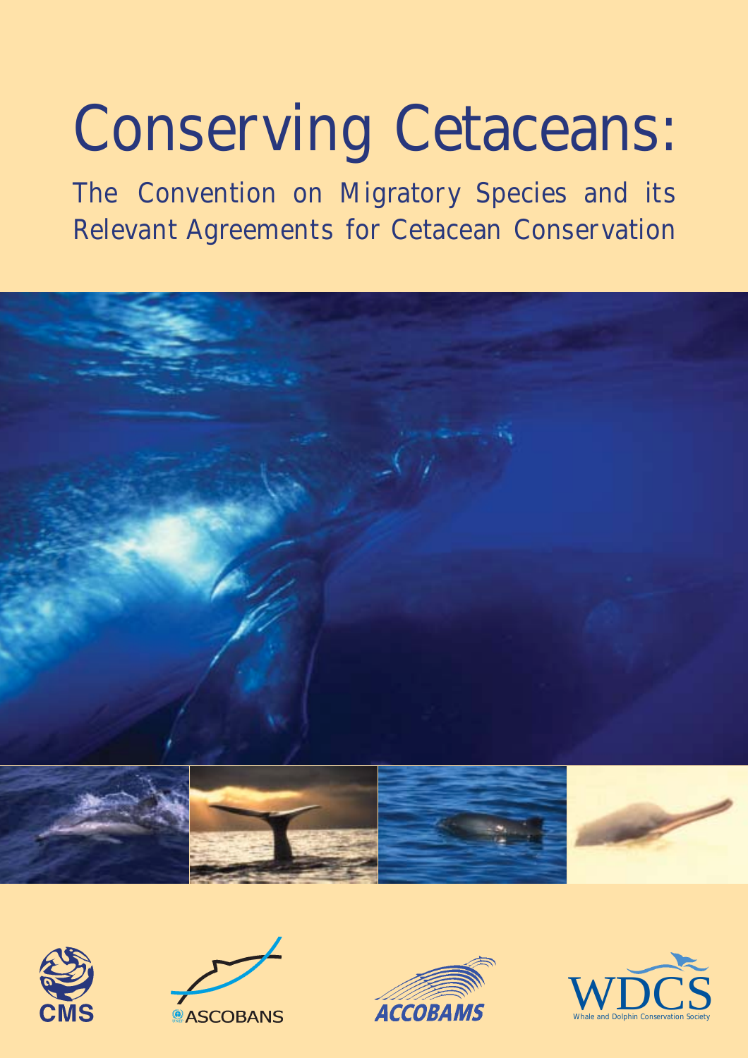# Conserving Cetaceans:

## The Convention on Migratory Species and its Relevant Agreements for Cetacean Conservation

CMS

ASCOBANS

ACCOBAMS

WDCS

Whale and Dolphin Conservation Society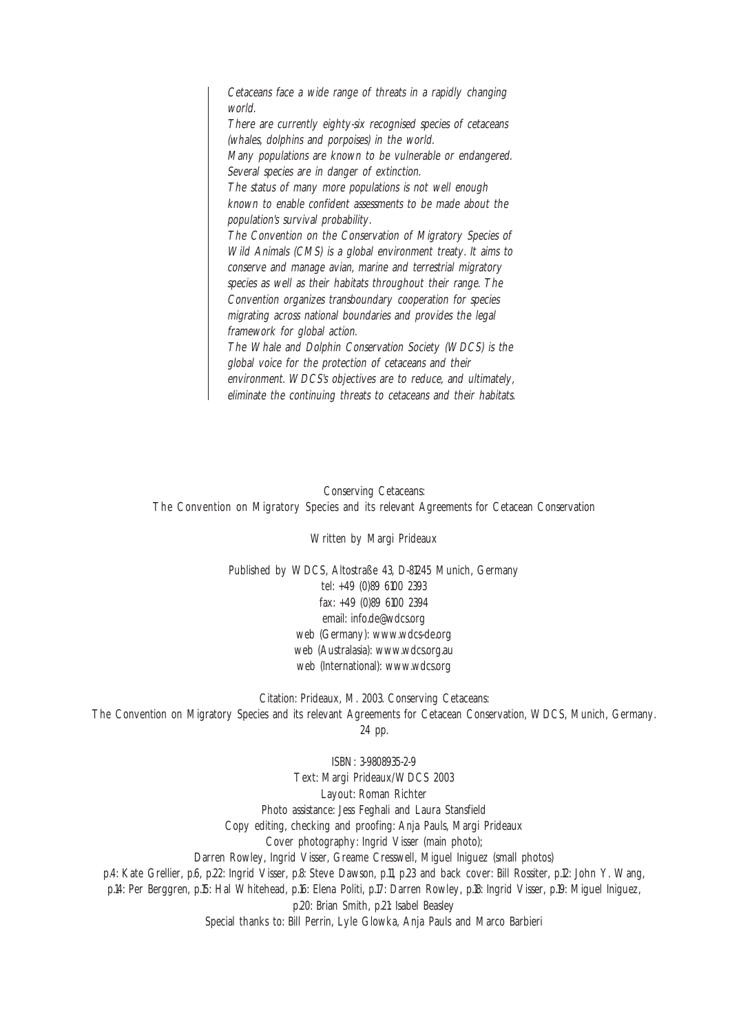*Cetaceans face a wide range of threats in a rapidly changing world.*

*There are currently eighty-six recognised species of cetaceans (whales, dolphins and porpoises) in the world.*

*Many populations are known to be vulnerable or endangered. Several species are in danger of extinction.*

*The status of many more populations is not well enough known to enable confident assessments to be made about the population's survival probability.*

*The Convention on the Conservation of Migratory Species of Wild Animals (CMS) is a global environment treaty. It aims to conserve and manage avian, marine and terrestrial migratory species as well as their habitats throughout their range. The Convention organizes transboundary cooperation for species migrating across national boundaries and provides the legal framework for global action.*

*The Whale and Dolphin Conservation Society (WDCS) is the global voice for the protection of cetaceans and their environment. WDCS's objectives are to reduce, and ultimately, eliminate the continuing threats to cetaceans and their habitats.*

Conserving Cetaceans:
The Convention on Migratory Species and its relevant Agreements for Cetacean Conservation

Written by Margi Prideaux

Published by WDCS, Altostraße 43, D-81245 Munich, Germany
tel: +49 (0)89 6100 2393
fax: +49 (0)89 6100 2394
email: info.de@wdcs.org
web (Germany): www.wdcs-de.org
web (Australasia): www.wdcs.org.au
web (International): www.wdcs.org

Citation: Prideaux, M. 2003. Conserving Cetaceans:
The Convention on Migratory Species and its relevant Agreements for Cetacean Conservation, WDCS, Munich, Germany. 24 pp.

ISBN: 3-9808935-2-9
Text: Margi Prideaux/WDCS 2003
Layout: Roman Richter
Photo assistance: Jess Feghali and Laura Stansfield
Copy editing, checking and proofing: Anja Pauls, Margi Prideaux
Cover photography: Ingrid Visser (main photo);
Darren Rowley, Ingrid Visser, Greame Cresswell, Miguel Iniguez (small photos)
p.4: Kate Grellier, p.6, p.22: Ingrid Visser, p.8: Steve Dawson, p.11, p.23 and back cover: Bill Rossiter, p.12: John Y. Wang,
p.14: Per Berggren, p.15: Hal Whitehead, p.16: Elena Politi, p.17: Darren Rowley, p.18: Ingrid Visser, p.19: Miguel Iniguez,
p.20: Brian Smith, p.21: Isabel Beasley
Special thanks to: Bill Perrin, Lyle Glowka, Anja Pauls and Marco Barbieri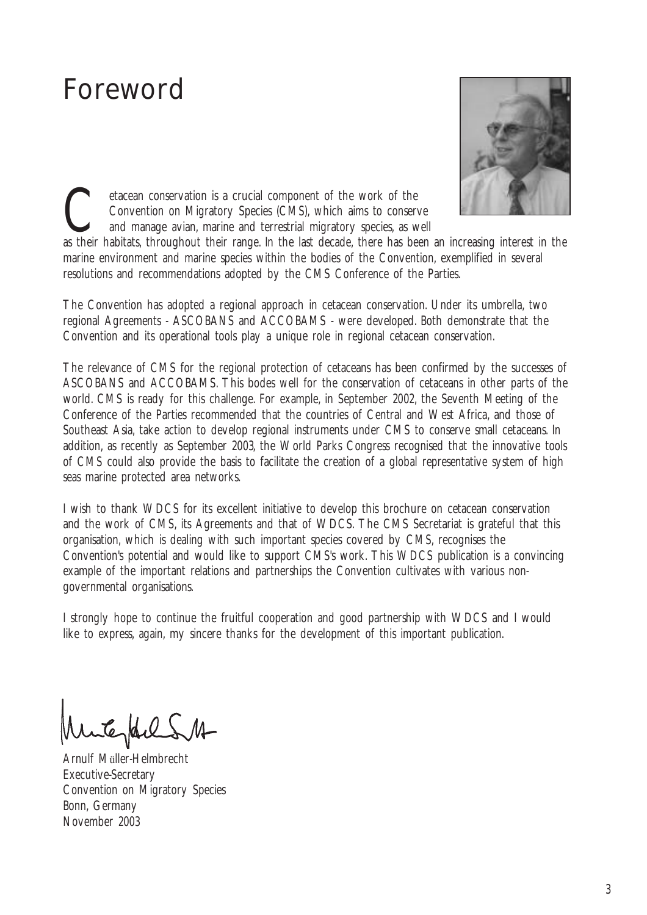# Foreword

Cetacean conservation is a crucial component of the work of the Convention on Migratory Species (CMS), which aims to conserve and manage avian, marine and terrestrial migratory species, as well as their habitats, throughout their range. In the last decade, there has been an increasing interest in the marine environment and marine species within the bodies of the Convention, exemplified in several resolutions and recommendations adopted by the CMS Conference of the Parties.

The Convention has adopted a regional approach in cetacean conservation. Under its umbrella, two regional Agreements - ASCOBANS and ACCOBAMS - were developed. Both demonstrate that the Convention and its operational tools play a unique role in regional cetacean conservation.

The relevance of CMS for the regional protection of cetaceans has been confirmed by the successes of ASCOBANS and ACCOBAMS. This bodes well for the conservation of cetaceans in other parts of the world. CMS is ready for this challenge. For example, in September 2002, the Seventh Meeting of the Conference of the Parties recommended that the countries of Central and West Africa, and those of Southeast Asia, take action to develop regional instruments under CMS to conserve small cetaceans. In addition, as recently as September 2003, the World Parks Congress recognised that the innovative tools of CMS could also provide the basis to facilitate the creation of a global representative system of high seas marine protected area networks.

I wish to thank WDCS for its excellent initiative to develop this brochure on cetacean conservation and the work of CMS, its Agreements and that of WDCS. The CMS Secretariat is grateful that this organisation, which is dealing with such important species covered by CMS, recognises the Convention's potential and would like to support CMS's work. This WDCS publication is a convincing example of the important relations and partnerships the Convention cultivates with various non-governmental organisations.

I strongly hope to continue the fruitful cooperation and good partnership with WDCS and I would like to express, again, my sincere thanks for the development of this important publication.

Arnulf Müller-Helmbrecht
Executive-Secretary
Convention on Migratory Species
Bonn, Germany
November 2003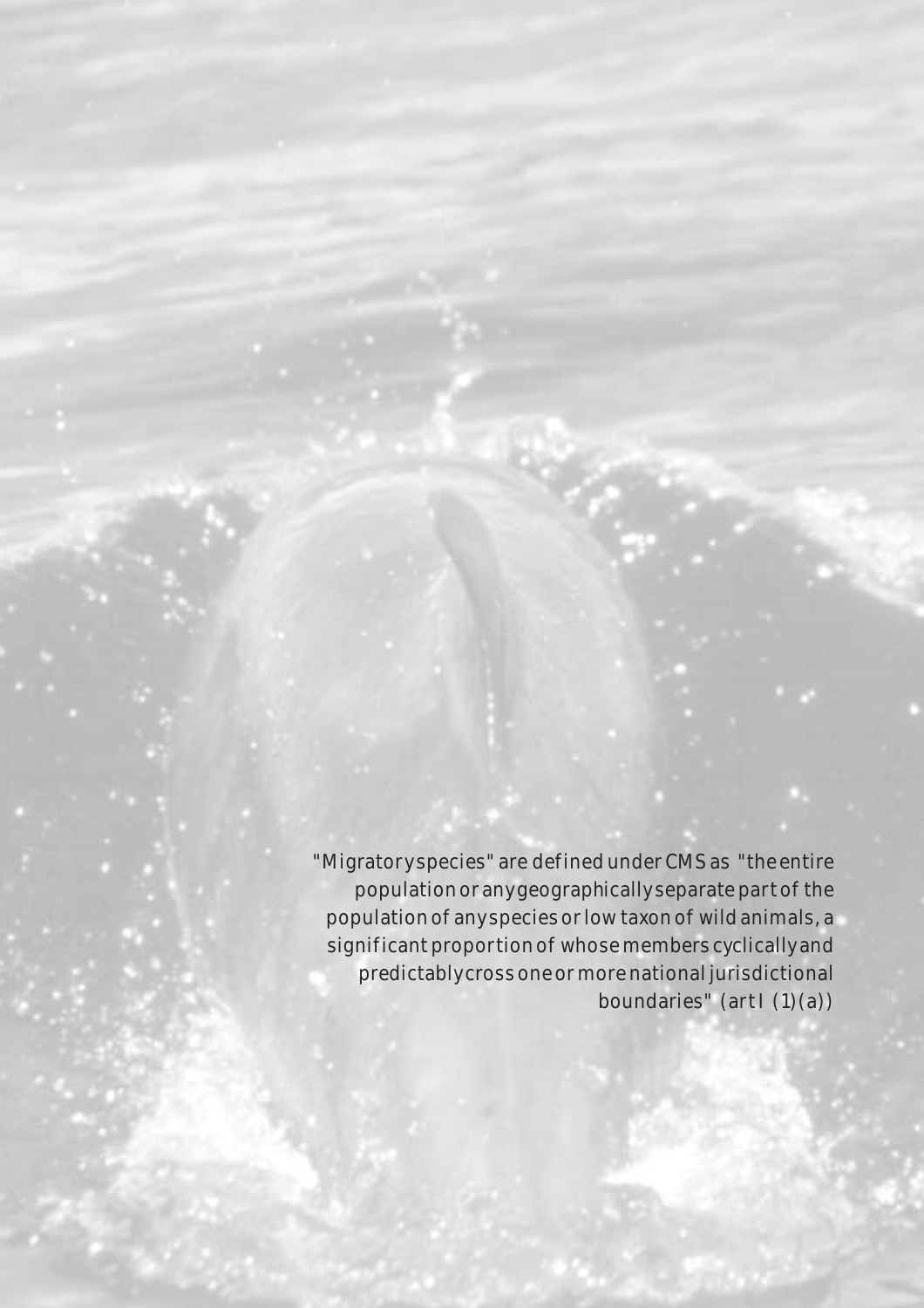"Migratory species" are defined under CMS as "the entire population or any geographically separate part of the population of any species or low taxon of wild animals, a significant proportion of whose members cyclically and predictably cross one or more national jurisdictional boundaries" (art I (1)(a))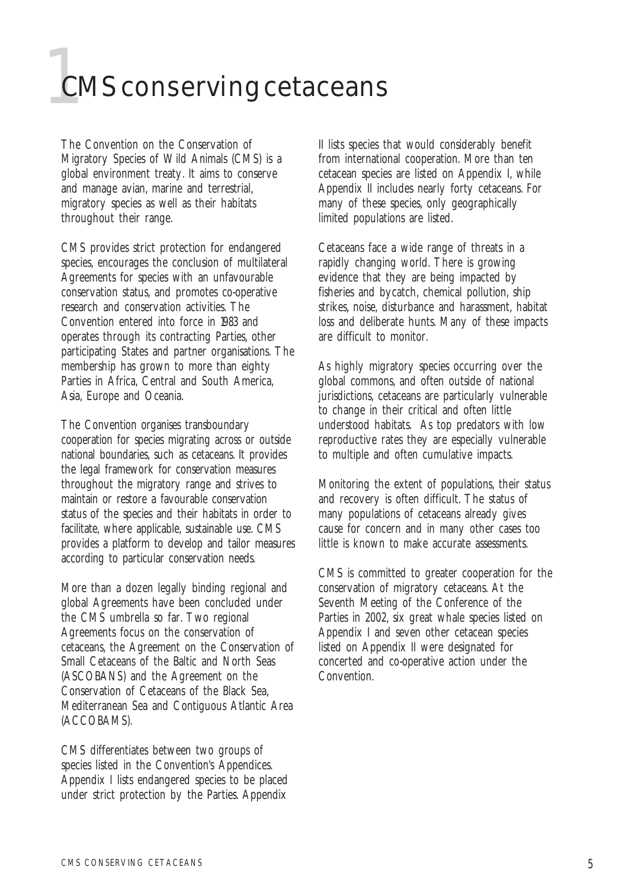# 1 CMS conserving cetaceans

The Convention on the Conservation of Migratory Species of Wild Animals (CMS) is a global environment treaty. It aims to conserve and manage avian, marine and terrestrial, migratory species as well as their habitats throughout their range.

CMS provides strict protection for endangered species, encourages the conclusion of multilateral Agreements for species with an unfavourable conservation status, and promotes co-operative research and conservation activities. The Convention entered into force in 1983 and operates through its contracting Parties, other participating States and partner organisations. The membership has grown to more than eighty Parties in Africa, Central and South America, Asia, Europe and Oceania.

The Convention organises transboundary cooperation for species migrating across or outside national boundaries, such as cetaceans. It provides the legal framework for conservation measures throughout the migratory range and strives to maintain or restore a favourable conservation status of the species and their habitats in order to facilitate, where applicable, sustainable use. CMS provides a platform to develop and tailor measures according to particular conservation needs.

More than a dozen legally binding regional and global Agreements have been concluded under the CMS umbrella so far. Two regional Agreements focus on the conservation of cetaceans, the Agreement on the Conservation of Small Cetaceans of the Baltic and North Seas (ASCOBANS) and the Agreement on the Conservation of Cetaceans of the Black Sea, Mediterranean Sea and Contiguous Atlantic Area (ACCOBAMS).

CMS differentiates between two groups of species listed in the Convention's Appendices. Appendix I lists endangered species to be placed under strict protection by the Parties. Appendix II lists species that would considerably benefit from international cooperation. More than ten cetacean species are listed on Appendix I, while Appendix II includes nearly forty cetaceans. For many of these species, only geographically limited populations are listed.

Cetaceans face a wide range of threats in a rapidly changing world. There is growing evidence that they are being impacted by fisheries and bycatch, chemical pollution, ship strikes, noise, disturbance and harassment, habitat loss and deliberate hunts. Many of these impacts are difficult to monitor.

As highly migratory species occurring over the global commons, and often outside of national jurisdictions, cetaceans are particularly vulnerable to change in their critical and often little understood habitats. As top predators with low reproductive rates they are especially vulnerable to multiple and often cumulative impacts.

Monitoring the extent of populations, their status and recovery is often difficult. The status of many populations of cetaceans already gives cause for concern and in many other cases too little is known to make accurate assessments.

CMS is committed to greater cooperation for the conservation of migratory cetaceans. At the Seventh Meeting of the Conference of the Parties in 2002, six great whale species listed on Appendix I and seven other cetacean species listed on Appendix II were designated for concerted and co-operative action under the Convention.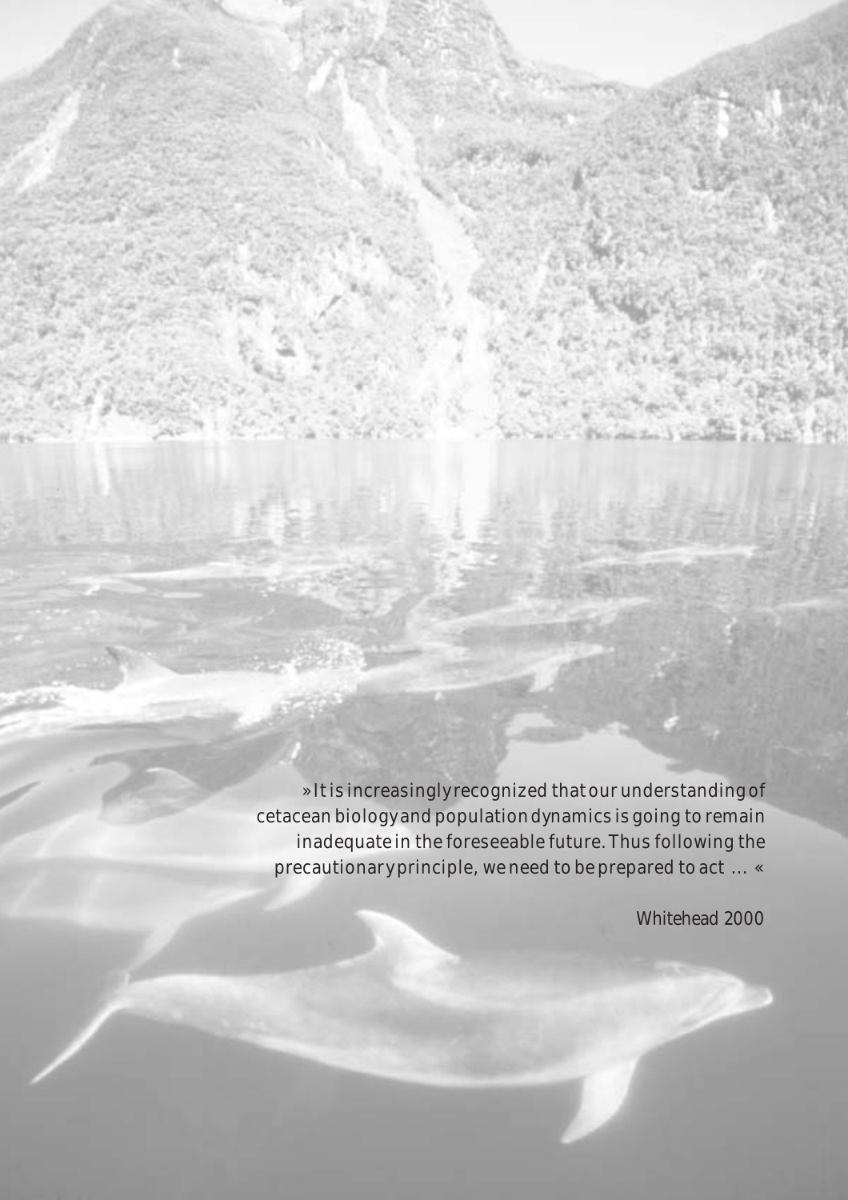»It is increasingly recognized that our understanding of cetacean biology and population dynamics is going to remain inadequate in the foreseeable future. Thus following the precautionary principle, we need to be prepared to act … «

Whitehead 2000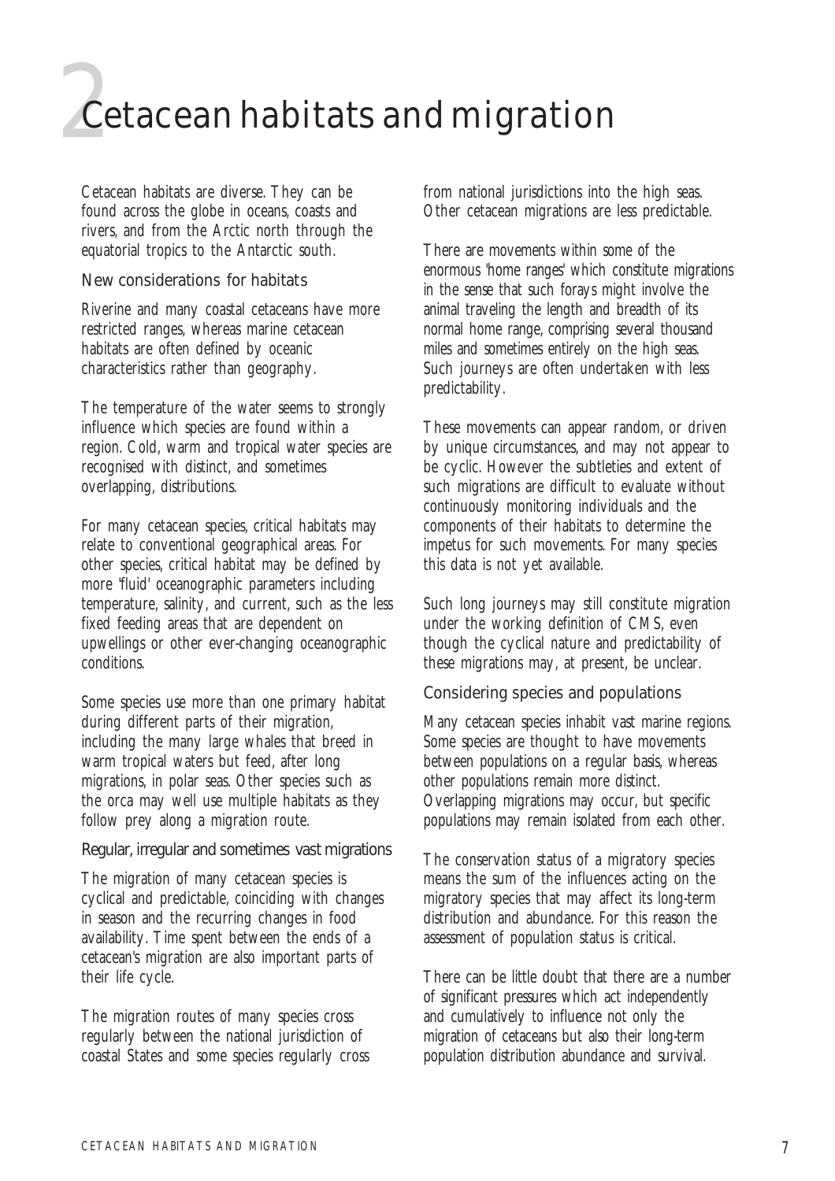# 2 Cetacean habitats and migration

Cetacean habitats are diverse. They can be found across the globe in oceans, coasts and rivers, and from the Arctic north through the equatorial tropics to the Antarctic south.

### New considerations for habitats

Riverine and many coastal cetaceans have more restricted ranges, whereas marine cetacean habitats are often defined by oceanic characteristics rather than geography.

The temperature of the water seems to strongly influence which species are found within a region. Cold, warm and tropical water species are recognised with distinct, and sometimes overlapping, distributions.

For many cetacean species, critical habitats may relate to conventional geographical areas. For other species, critical habitat may be defined by more 'fluid' oceanographic parameters including temperature, salinity, and current, such as the less fixed feeding areas that are dependent on upwellings or other ever-changing oceanographic conditions.

Some species use more than one primary habitat during different parts of their migration, including the many large whales that breed in warm tropical waters but feed, after long migrations, in polar seas. Other species such as the orca may well use multiple habitats as they follow prey along a migration route.

### Regular, irregular and sometimes vast migrations

The migration of many cetacean species is cyclical and predictable, coinciding with changes in season and the recurring changes in food availability. Time spent between the ends of a cetacean's migration are also important parts of their life cycle.

The migration routes of many species cross regularly between the national jurisdiction of coastal States and some species regularly cross from national jurisdictions into the high seas. Other cetacean migrations are less predictable.

There are movements within some of the enormous 'home ranges' which constitute migrations in the sense that such forays might involve the animal traveling the length and breadth of its normal home range, comprising several thousand miles and sometimes entirely on the high seas. Such journeys are often undertaken with less predictability.

These movements can appear random, or driven by unique circumstances, and may not appear to be cyclic. However the subtleties and extent of such migrations are difficult to evaluate without continuously monitoring individuals and the components of their habitats to determine the impetus for such movements. For many species this data is not yet available.

Such long journeys may still constitute migration under the working definition of CMS, even though the cyclical nature and predictability of these migrations may, at present, be unclear.

### Considering species and populations

Many cetacean species inhabit vast marine regions. Some species are thought to have movements between populations on a regular basis, whereas other populations remain more distinct. Overlapping migrations may occur, but specific populations may remain isolated from each other.

The conservation status of a migratory species means the sum of the influences acting on the migratory species that may affect its long-term distribution and abundance. For this reason the assessment of population status is critical.

There can be little doubt that there are a number of significant pressures which act independently and cumulatively to influence not only the migration of cetaceans but also their long-term population distribution abundance and survival.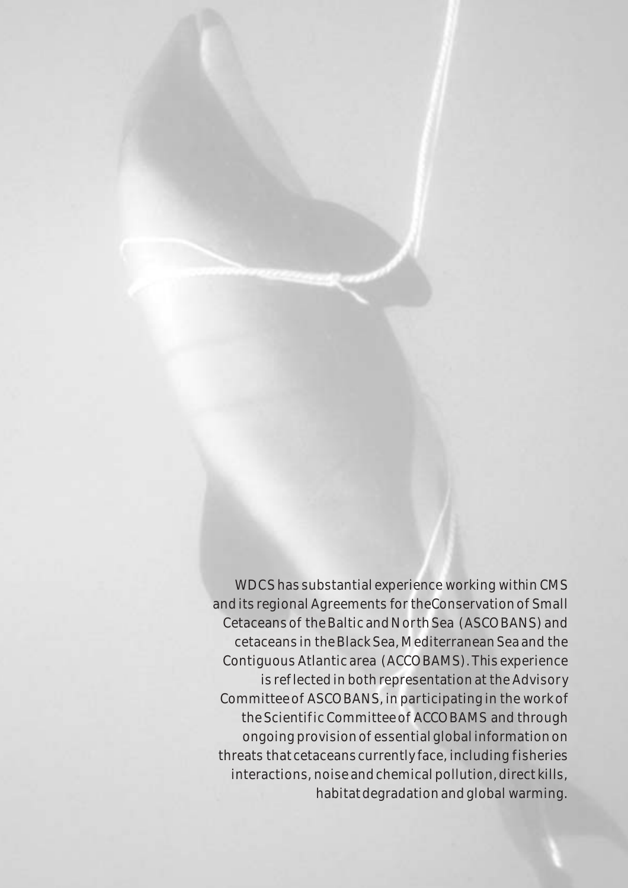WDCS has substantial experience working within CMS and its regional Agreements for the Conservation of Small Cetaceans of the Baltic and North Sea (ASCOBANS) and cetaceans in the Black Sea, Mediterranean Sea and the Contiguous Atlantic area (ACCOBAMS). This experience is reflected in both representation at the Advisory Committee of ASCOBANS, in participating in the work of the Scientific Committee of ACCOBAMS and through ongoing provision of essential global information on threats that cetaceans currently face, including fisheries interactions, noise and chemical pollution, direct kills, habitat degradation and global warming.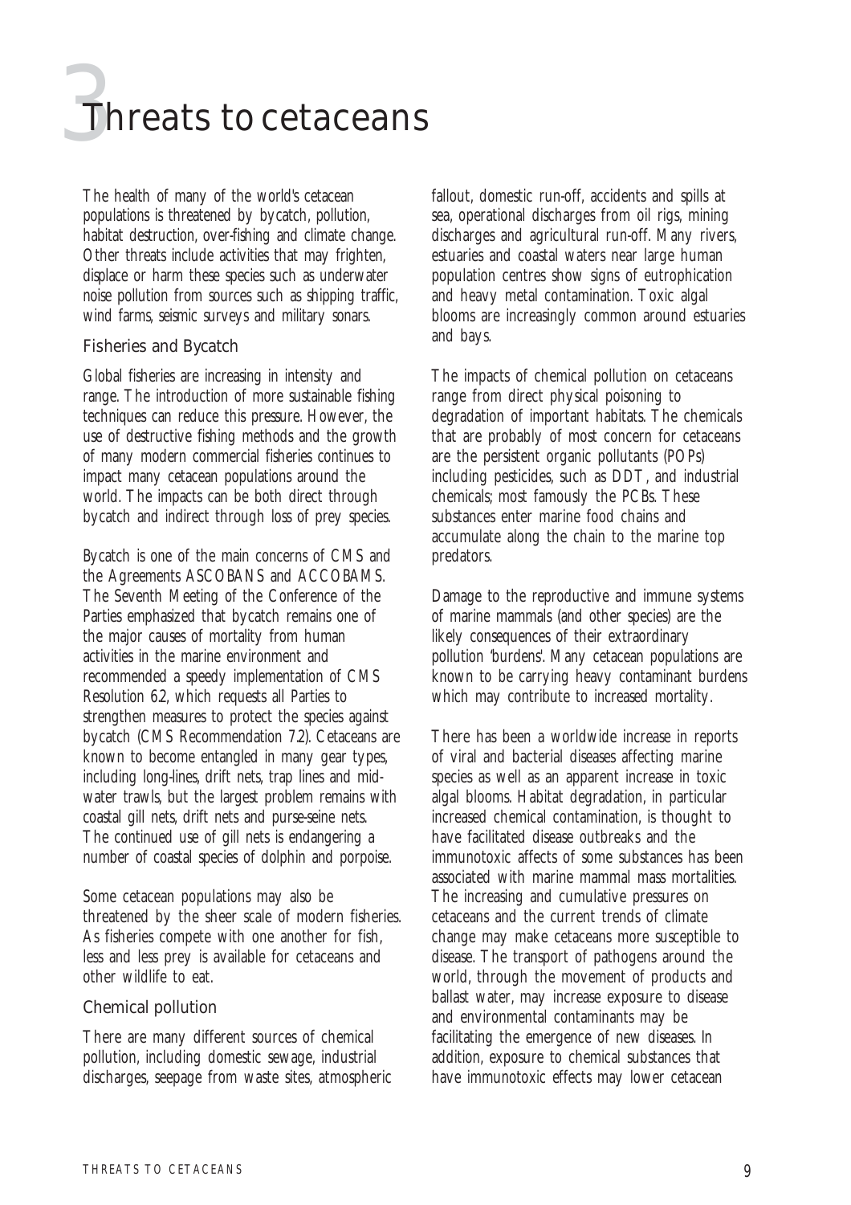# 3 Threats to cetaceans

The health of many of the world's cetacean populations is threatened by bycatch, pollution, habitat destruction, over-fishing and climate change. Other threats include activities that may frighten, displace or harm these species such as underwater noise pollution from sources such as shipping traffic, wind farms, seismic surveys and military sonars.

## Fisheries and Bycatch

Global fisheries are increasing in intensity and range. The introduction of more sustainable fishing techniques can reduce this pressure. However, the use of destructive fishing methods and the growth of many modern commercial fisheries continues to impact many cetacean populations around the world. The impacts can be both direct through bycatch and indirect through loss of prey species.

Bycatch is one of the main concerns of CMS and the Agreements ASCOBANS and ACCOBAMS. The Seventh Meeting of the Conference of the Parties emphasized that bycatch remains one of the major causes of mortality from human activities in the marine environment and recommended a speedy implementation of CMS Resolution 6.2, which requests all Parties to strengthen measures to protect the species against bycatch (CMS Recommendation 7.2). Cetaceans are known to become entangled in many gear types, including long-lines, drift nets, trap lines and mid-water trawls, but the largest problem remains with coastal gill nets, drift nets and purse-seine nets. The continued use of gill nets is endangering a number of coastal species of dolphin and porpoise.

Some cetacean populations may also be threatened by the sheer scale of modern fisheries. As fisheries compete with one another for fish, less and less prey is available for cetaceans and other wildlife to eat.

## Chemical pollution

There are many different sources of chemical pollution, including domestic sewage, industrial discharges, seepage from waste sites, atmospheric fallout, domestic run-off, accidents and spills at sea, operational discharges from oil rigs, mining discharges and agricultural run-off. Many rivers, estuaries and coastal waters near large human population centres show signs of eutrophication and heavy metal contamination. Toxic algal blooms are increasingly common around estuaries and bays.

The impacts of chemical pollution on cetaceans range from direct physical poisoning to degradation of important habitats. The chemicals that are probably of most concern for cetaceans are the persistent organic pollutants (POPs) including pesticides, such as DDT, and industrial chemicals; most famously the PCBs. These substances enter marine food chains and accumulate along the chain to the marine top predators.

Damage to the reproductive and immune systems of marine mammals (and other species) are the likely consequences of their extraordinary pollution 'burdens'. Many cetacean populations are known to be carrying heavy contaminant burdens which may contribute to increased mortality.

There has been a worldwide increase in reports of viral and bacterial diseases affecting marine species as well as an apparent increase in toxic algal blooms. Habitat degradation, in particular increased chemical contamination, is thought to have facilitated disease outbreaks and the immunotoxic affects of some substances has been associated with marine mammal mass mortalities. The increasing and cumulative pressures on cetaceans and the current trends of climate change may make cetaceans more susceptible to disease. The transport of pathogens around the world, through the movement of products and ballast water, may increase exposure to disease and environmental contaminants may be facilitating the emergence of new diseases. In addition, exposure to chemical substances that have immunotoxic effects may lower cetacean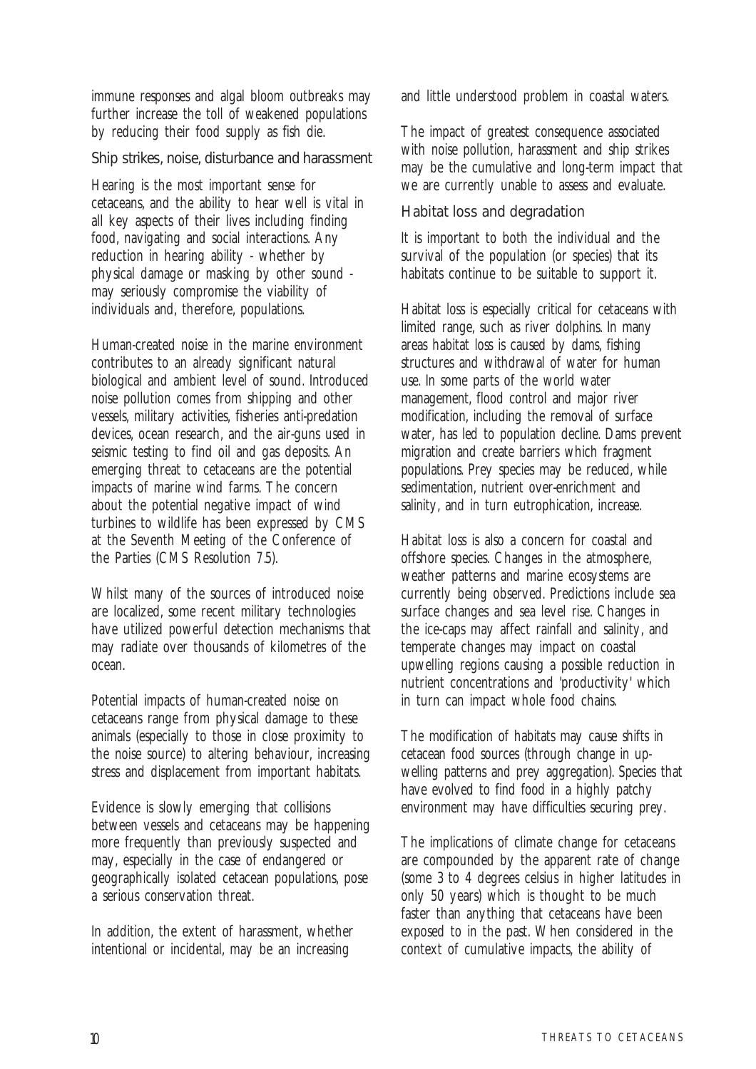immune responses and algal bloom outbreaks may further increase the toll of weakened populations by reducing their food supply as fish die.

### Ship strikes, noise, disturbance and harassment

Hearing is the most important sense for cetaceans, and the ability to hear well is vital in all key aspects of their lives including finding food, navigating and social interactions. Any reduction in hearing ability - whether by physical damage or masking by other sound - may seriously compromise the viability of individuals and, therefore, populations.

Human-created noise in the marine environment contributes to an already significant natural biological and ambient level of sound. Introduced noise pollution comes from shipping and other vessels, military activities, fisheries anti-predation devices, ocean research, and the air-guns used in seismic testing to find oil and gas deposits. An emerging threat to cetaceans are the potential impacts of marine wind farms. The concern about the potential negative impact of wind turbines to wildlife has been expressed by CMS at the Seventh Meeting of the Conference of the Parties (CMS Resolution 7.5).

Whilst many of the sources of introduced noise are localized, some recent military technologies have utilized powerful detection mechanisms that may radiate over thousands of kilometres of the ocean.

Potential impacts of human-created noise on cetaceans range from physical damage to these animals (especially to those in close proximity to the noise source) to altering behaviour, increasing stress and displacement from important habitats.

Evidence is slowly emerging that collisions between vessels and cetaceans may be happening more frequently than previously suspected and may, especially in the case of endangered or geographically isolated cetacean populations, pose a serious conservation threat.

In addition, the extent of harassment, whether intentional or incidental, may be an increasing and little understood problem in coastal waters.

The impact of greatest consequence associated with noise pollution, harassment and ship strikes may be the cumulative and long-term impact that we are currently unable to assess and evaluate.

### Habitat loss and degradation

It is important to both the individual and the survival of the population (or species) that its habitats continue to be suitable to support it.

Habitat loss is especially critical for cetaceans with limited range, such as river dolphins. In many areas habitat loss is caused by dams, fishing structures and withdrawal of water for human use. In some parts of the world water management, flood control and major river modification, including the removal of surface water, has led to population decline. Dams prevent migration and create barriers which fragment populations. Prey species may be reduced, while sedimentation, nutrient over-enrichment and salinity, and in turn eutrophication, increase.

Habitat loss is also a concern for coastal and offshore species. Changes in the atmosphere, weather patterns and marine ecosystems are currently being observed. Predictions include sea surface changes and sea level rise. Changes in the ice-caps may affect rainfall and salinity, and temperate changes may impact on coastal upwelling regions causing a possible reduction in nutrient concentrations and 'productivity' which in turn can impact whole food chains.

The modification of habitats may cause shifts in cetacean food sources (through change in up-welling patterns and prey aggregation). Species that have evolved to find food in a highly patchy environment may have difficulties securing prey.

The implications of climate change for cetaceans are compounded by the apparent rate of change (some 3 to 4 degrees celsius in higher latitudes in only 50 years) which is thought to be much faster than anything that cetaceans have been exposed to in the past. When considered in the context of cumulative impacts, the ability of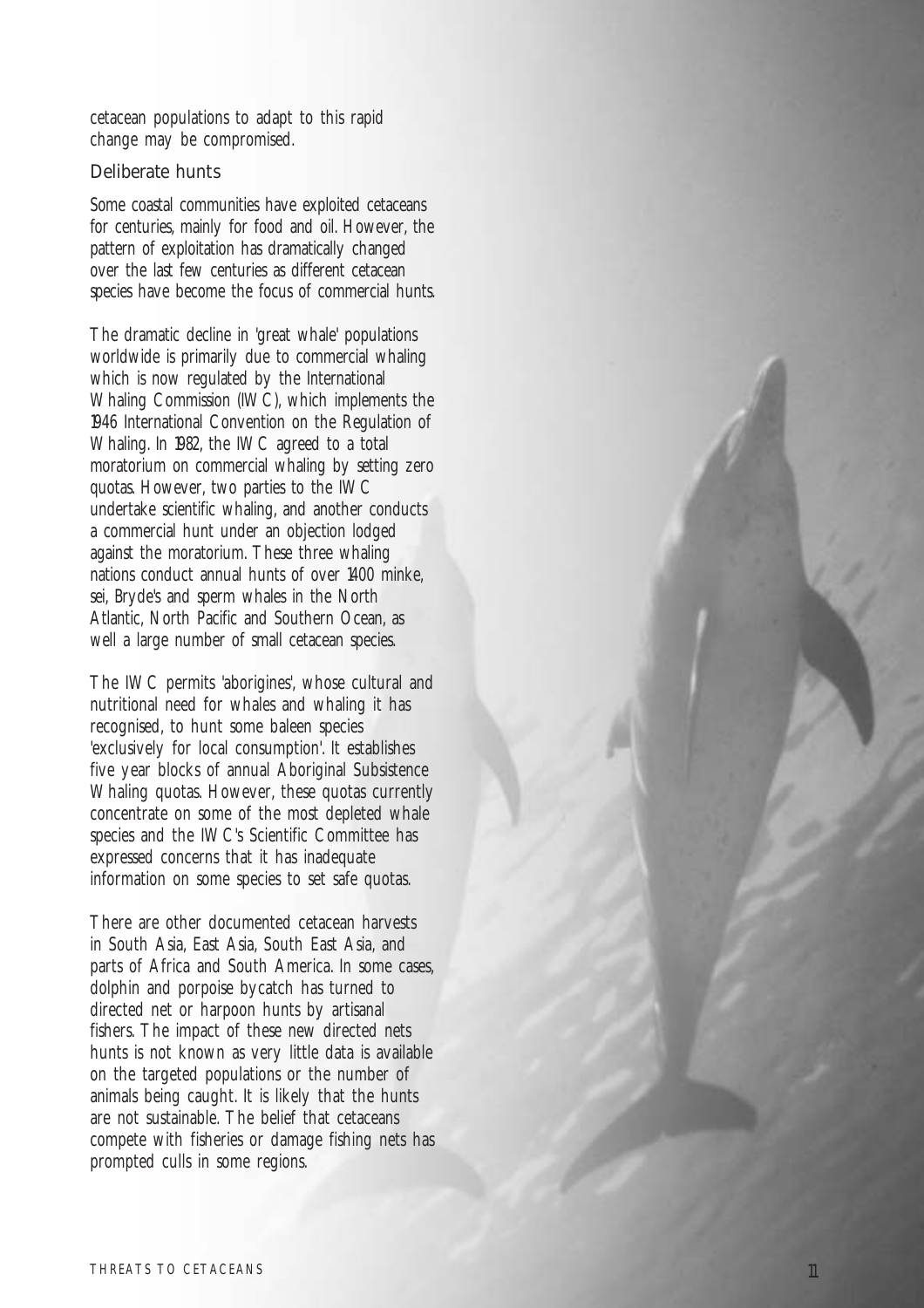cetacean populations to adapt to this rapid change may be compromised.

## Deliberate hunts

Some coastal communities have exploited cetaceans for centuries, mainly for food and oil. However, the pattern of exploitation has dramatically changed over the last few centuries as different cetacean species have become the focus of commercial hunts.

The dramatic decline in 'great whale' populations worldwide is primarily due to commercial whaling which is now regulated by the International Whaling Commission (IWC), which implements the 1946 International Convention on the Regulation of Whaling. In 1982, the IWC agreed to a total moratorium on commercial whaling by setting zero quotas. However, two parties to the IWC undertake scientific whaling, and another conducts a commercial hunt under an objection lodged against the moratorium. These three whaling nations conduct annual hunts of over 1400 minke, sei, Bryde's and sperm whales in the North Atlantic, North Pacific and Southern Ocean, as well a large number of small cetacean species.

The IWC permits 'aborigines', whose cultural and nutritional need for whales and whaling it has recognised, to hunt some baleen species 'exclusively for local consumption'. It establishes five year blocks of annual Aboriginal Subsistence Whaling quotas. However, these quotas currently concentrate on some of the most depleted whale species and the IWC's Scientific Committee has expressed concerns that it has inadequate information on some species to set safe quotas.

There are other documented cetacean harvests in South Asia, East Asia, South East Asia, and parts of Africa and South America. In some cases, dolphin and porpoise bycatch has turned to directed net or harpoon hunts by artisanal fishers. The impact of these new directed nets hunts is not known as very little data is available on the targeted populations or the number of animals being caught. It is likely that the hunts are not sustainable. The belief that cetaceans compete with fisheries or damage fishing nets has prompted culls in some regions.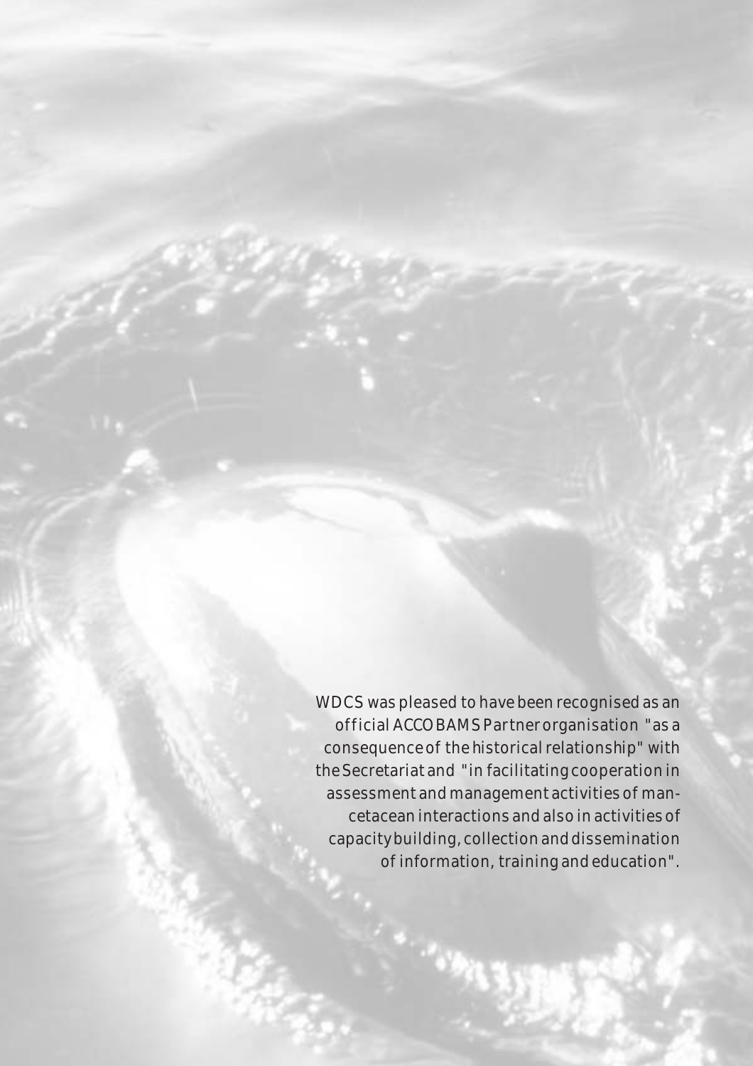WDCS was pleased to have been recognised as an official ACCOBAMS Partner organisation "as a consequence of the historical relationship" with the Secretariat and "in facilitating cooperation in assessment and management activities of man-cetacean interactions and also in activities of capacity building, collection and dissemination of information, training and education".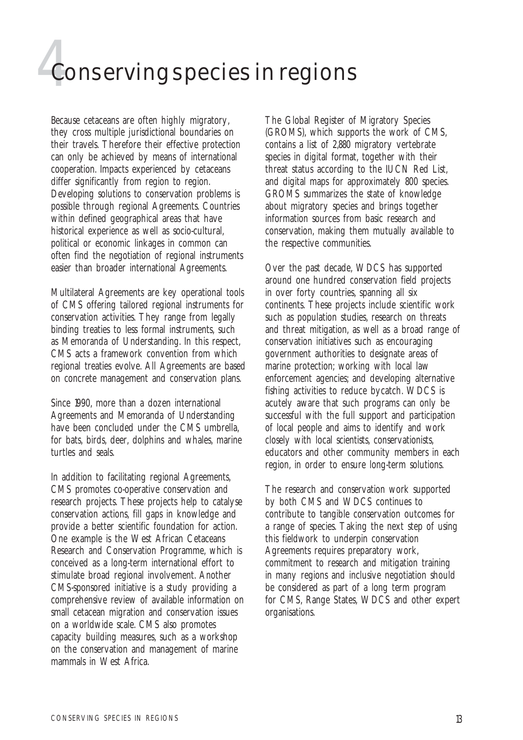# 4 Conserving species in regions

Because cetaceans are often highly migratory, they cross multiple jurisdictional boundaries on their travels. Therefore their effective protection can only be achieved by means of international cooperation. Impacts experienced by cetaceans differ significantly from region to region. Developing solutions to conservation problems is possible through regional Agreements. Countries within defined geographical areas that have historical experience as well as socio-cultural, political or economic linkages in common can often find the negotiation of regional instruments easier than broader international Agreements.

Multilateral Agreements are key operational tools of CMS offering tailored regional instruments for conservation activities. They range from legally binding treaties to less formal instruments, such as Memoranda of Understanding. In this respect, CMS acts a framework convention from which regional treaties evolve. All Agreements are based on concrete management and conservation plans.

Since 1990, more than a dozen international Agreements and Memoranda of Understanding have been concluded under the CMS umbrella, for bats, birds, deer, dolphins and whales, marine turtles and seals.

In addition to facilitating regional Agreements, CMS promotes co-operative conservation and research projects. These projects help to catalyse conservation actions, fill gaps in knowledge and provide a better scientific foundation for action. One example is the West African Cetaceans Research and Conservation Programme, which is conceived as a long-term international effort to stimulate broad regional involvement. Another CMS-sponsored initiative is a study providing a comprehensive review of available information on small cetacean migration and conservation issues on a worldwide scale. CMS also promotes capacity building measures, such as a workshop on the conservation and management of marine mammals in West Africa.

The Global Register of Migratory Species (GROMS), which supports the work of CMS, contains a list of 2,880 migratory vertebrate species in digital format, together with their threat status according to the IUCN Red List, and digital maps for approximately 800 species. GROMS summarizes the state of knowledge about migratory species and brings together information sources from basic research and conservation, making them mutually available to the respective communities.

Over the past decade, WDCS has supported around one hundred conservation field projects in over forty countries, spanning all six continents. These projects include scientific work such as population studies, research on threats and threat mitigation, as well as a broad range of conservation initiatives such as encouraging government authorities to designate areas of marine protection; working with local law enforcement agencies; and developing alternative fishing activities to reduce bycatch. WDCS is acutely aware that such programs can only be successful with the full support and participation of local people and aims to identify and work closely with local scientists, conservationists, educators and other community members in each region, in order to ensure long-term solutions.

The research and conservation work supported by both CMS and WDCS continues to contribute to tangible conservation outcomes for a range of species. Taking the next step of using this fieldwork to underpin conservation Agreements requires preparatory work, commitment to research and mitigation training in many regions and inclusive negotiation should be considered as part of a long term program for CMS, Range States, WDCS and other expert organisations.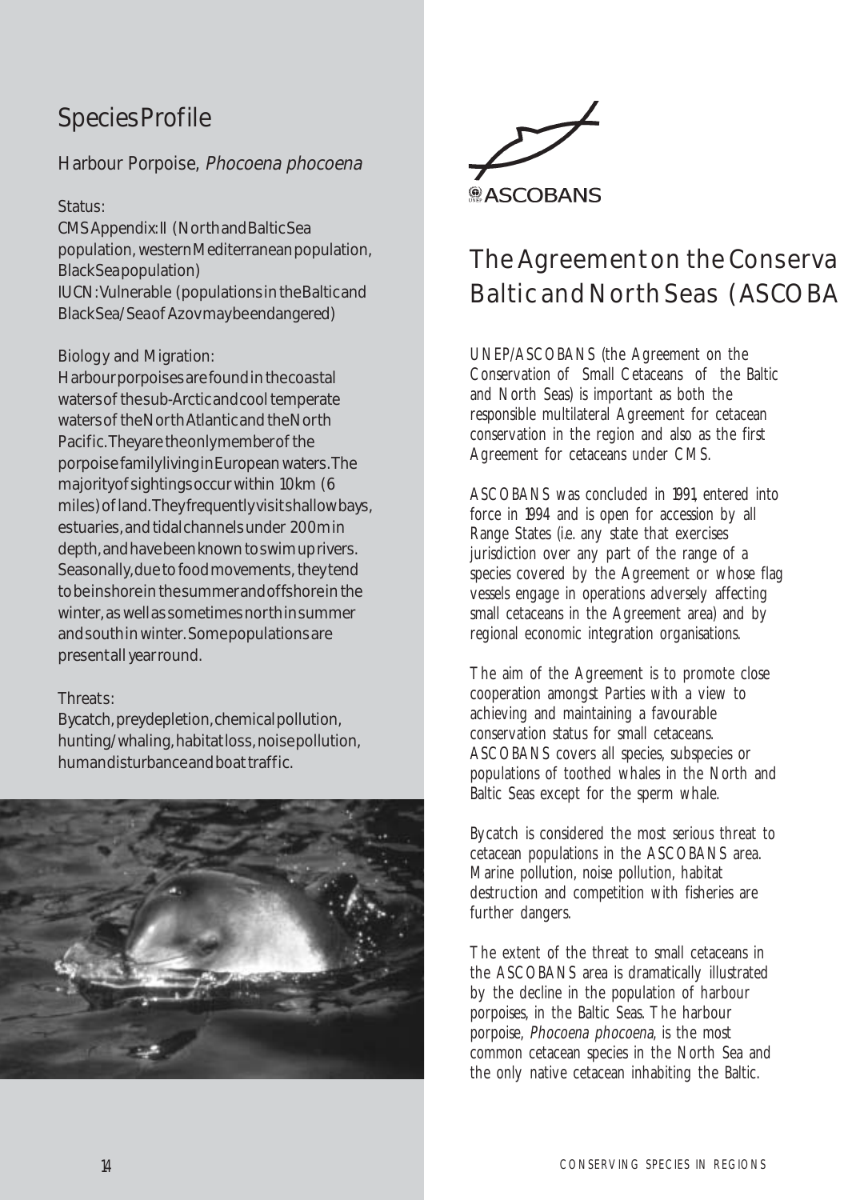## Species Profile

### Harbour Porpoise, *Phocoena phocoena*

Status:

CMS Appendix: II (North and Baltic Sea population, western Mediterranean population, Black Sea population)

IUCN: Vulnerable (populations in the Baltic and Black Sea/Sea of Azov may be endangered)

Biology and Migration:

Harbour porpoises are found in the coastal waters of the sub-Arctic and cool temperate waters of the North Atlantic and the North Pacific. They are the only member of the porpoise family living in European waters. The majority of sightings occur within 10 km (6 miles) of land. They frequently visit shallow bays, estuaries, and tidal channels under 200 m in depth, and have been known to swim up rivers. Seasonally, due to food movements, they tend to be inshore in the summer and offshore in the winter, as well as sometimes north in summer and south in winter. Some populations are present all year round.

Threats:

Bycatch, prey depletion, chemical pollution, hunting/whaling, habitat loss, noise pollution, human disturbance and boat traffic.

ASCOBANS

## The Agreement on the Conserva Baltic and North Seas (ASCOBA

UNEP/ASCOBANS (the Agreement on the Conservation of Small Cetaceans of the Baltic and North Seas) is important as both the responsible multilateral Agreement for cetacean conservation in the region and also as the first Agreement for cetaceans under CMS.

ASCOBANS was concluded in 1991, entered into force in 1994 and is open for accession by all Range States (i.e. any state that exercises jurisdiction over any part of the range of a species covered by the Agreement or whose flag vessels engage in operations adversely affecting small cetaceans in the Agreement area) and by regional economic integration organisations.

The aim of the Agreement is to promote close cooperation amongst Parties with a view to achieving and maintaining a favourable conservation status for small cetaceans. ASCOBANS covers all species, subspecies or populations of toothed whales in the North and Baltic Seas except for the sperm whale.

Bycatch is considered the most serious threat to cetacean populations in the ASCOBANS area. Marine pollution, noise pollution, habitat destruction and competition with fisheries are further dangers.

The extent of the threat to small cetaceans in the ASCOBANS area is dramatically illustrated by the decline in the population of harbour porpoises, in the Baltic Seas. The harbour porpoise, *Phocoena phocoena*, is the most common cetacean species in the North Sea and the only native cetacean inhabiting the Baltic.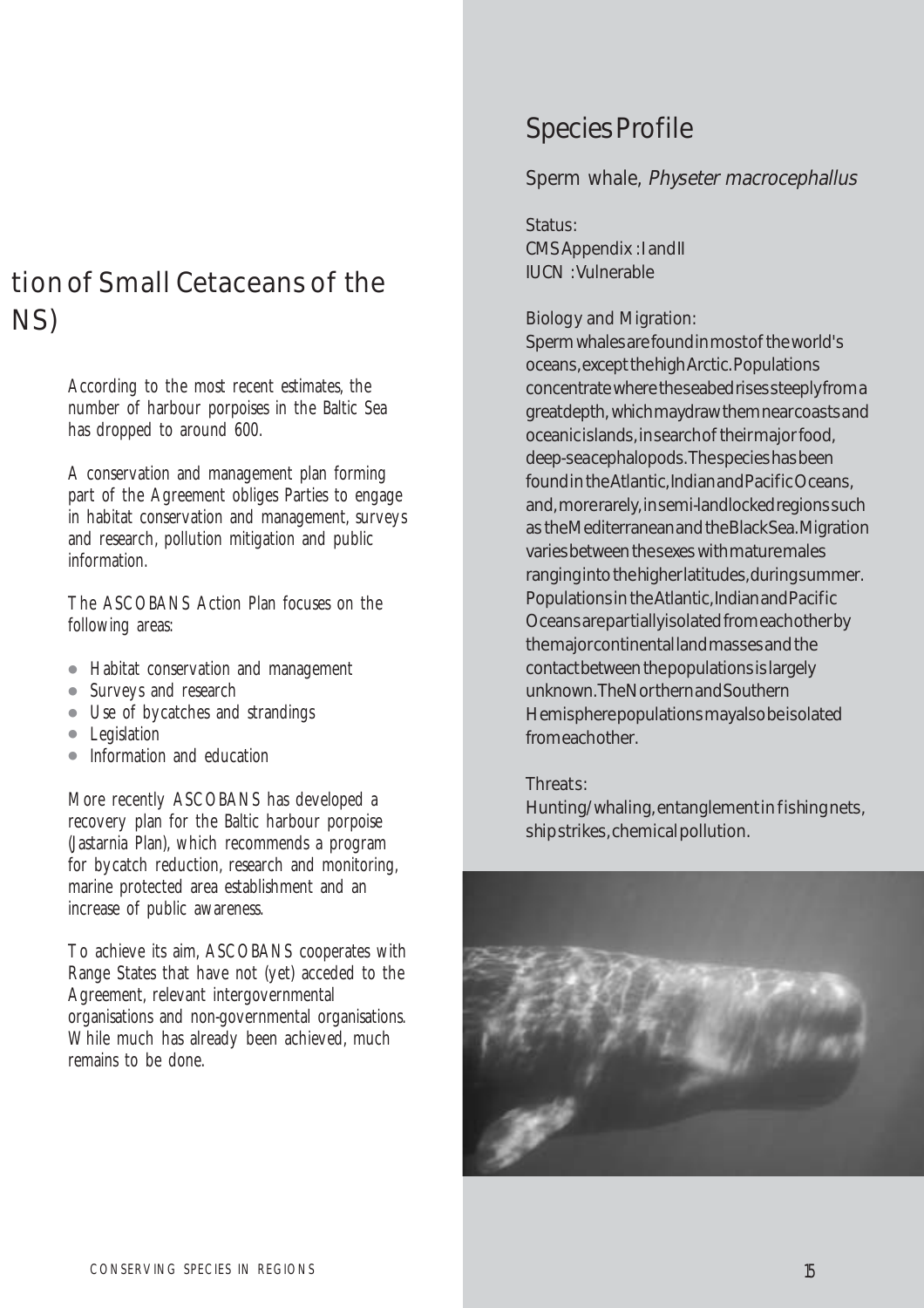# tion of Small Cetaceans of the NS)

According to the most recent estimates, the number of harbour porpoises in the Baltic Sea has dropped to around 600.

A conservation and management plan forming part of the Agreement obliges Parties to engage in habitat conservation and management, surveys and research, pollution mitigation and public information.

The ASCOBANS Action Plan focuses on the following areas:

- Habitat conservation and management
- Surveys and research
- Use of bycatches and strandings
- Legislation
- Information and education

More recently ASCOBANS has developed a recovery plan for the Baltic harbour porpoise (Jastarnia Plan), which recommends a program for bycatch reduction, research and monitoring, marine protected area establishment and an increase of public awareness.

To achieve its aim, ASCOBANS cooperates with Range States that have not (yet) acceded to the Agreement, relevant intergovernmental organisations and non-governmental organisations. While much has already been achieved, much remains to be done.

## Species Profile

### Sperm whale, *Physeter macrocephallus*

Status:
CMS Appendix : I and II
IUCN : Vulnerable

Biology and Migration:
Sperm whales are found in most of the world's oceans, except the high Arctic. Populations concentrate where the seabed rises steeply from a great depth, which may draw them near coasts and oceanic islands, in search of their major food, deep-sea cephalopods. The species has been found in the Atlantic, Indian and Pacific Oceans, and, more rarely, in semi-landlocked regions such as the Mediterranean and the Black Sea. Migration varies between the sexes with mature males ranging into the higher latitudes, during summer. Populations in the Atlantic, Indian and Pacific Oceans are partially isolated from each other by the major continental landmasses and the contact between the populations is largely unknown. The Northern and Southern Hemisphere populations may also be isolated from each other.

Threats:
Hunting/whaling, entanglement in fishing nets, ship strikes, chemical pollution.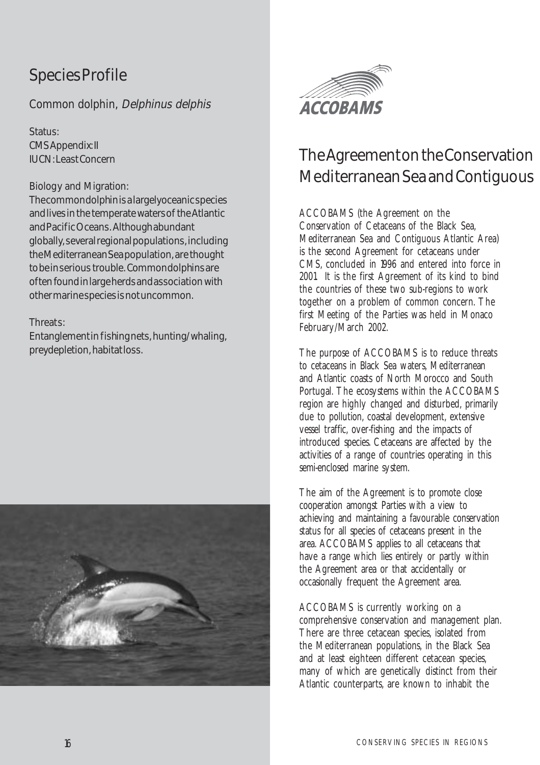## Species Profile

Common dolphin, *Delphinus delphis*

Status:
CMS Appendix: II
IUCN: Least Concern

Biology and Migration:
The common dolphin is a largely oceanic species and lives in the temperate waters of the Atlantic and Pacific Oceans. Although abundant globally, several regional populations, including the Mediterranean Sea population, are thought to be in serious trouble. Common dolphins are often found in large herds and association with other marine species is not uncommon.

Threats:
Entanglement in fishing nets, hunting/whaling, prey depletion, habitat loss.

ACCOBAMS

## The Agreement on the Conservation Mediterranean Sea and Contiguous

ACCOBAMS (the Agreement on the Conservation of Cetaceans of the Black Sea, Mediterranean Sea and Contiguous Atlantic Area) is the second Agreement for cetaceans under CMS, concluded in 1996 and entered into force in 2001. It is the first Agreement of its kind to bind the countries of these two sub-regions to work together on a problem of common concern. The first Meeting of the Parties was held in Monaco February/March 2002.

The purpose of ACCOBAMS is to reduce threats to cetaceans in Black Sea waters, Mediterranean and Atlantic coasts of North Morocco and South Portugal. The ecosystems within the ACCOBAMS region are highly changed and disturbed, primarily due to pollution, coastal development, extensive vessel traffic, over-fishing and the impacts of introduced species. Cetaceans are affected by the activities of a range of countries operating in this semi-enclosed marine system.

The aim of the Agreement is to promote close cooperation amongst Parties with a view to achieving and maintaining a favourable conservation status for all species of cetaceans present in the area. ACCOBAMS applies to all cetaceans that have a range which lies entirely or partly within the Agreement area or that accidentally or occasionally frequent the Agreement area.

ACCOBAMS is currently working on a comprehensive conservation and management plan. There are three cetacean species, isolated from the Mediterranean populations, in the Black Sea and at least eighteen different cetacean species, many of which are genetically distinct from their Atlantic counterparts, are known to inhabit the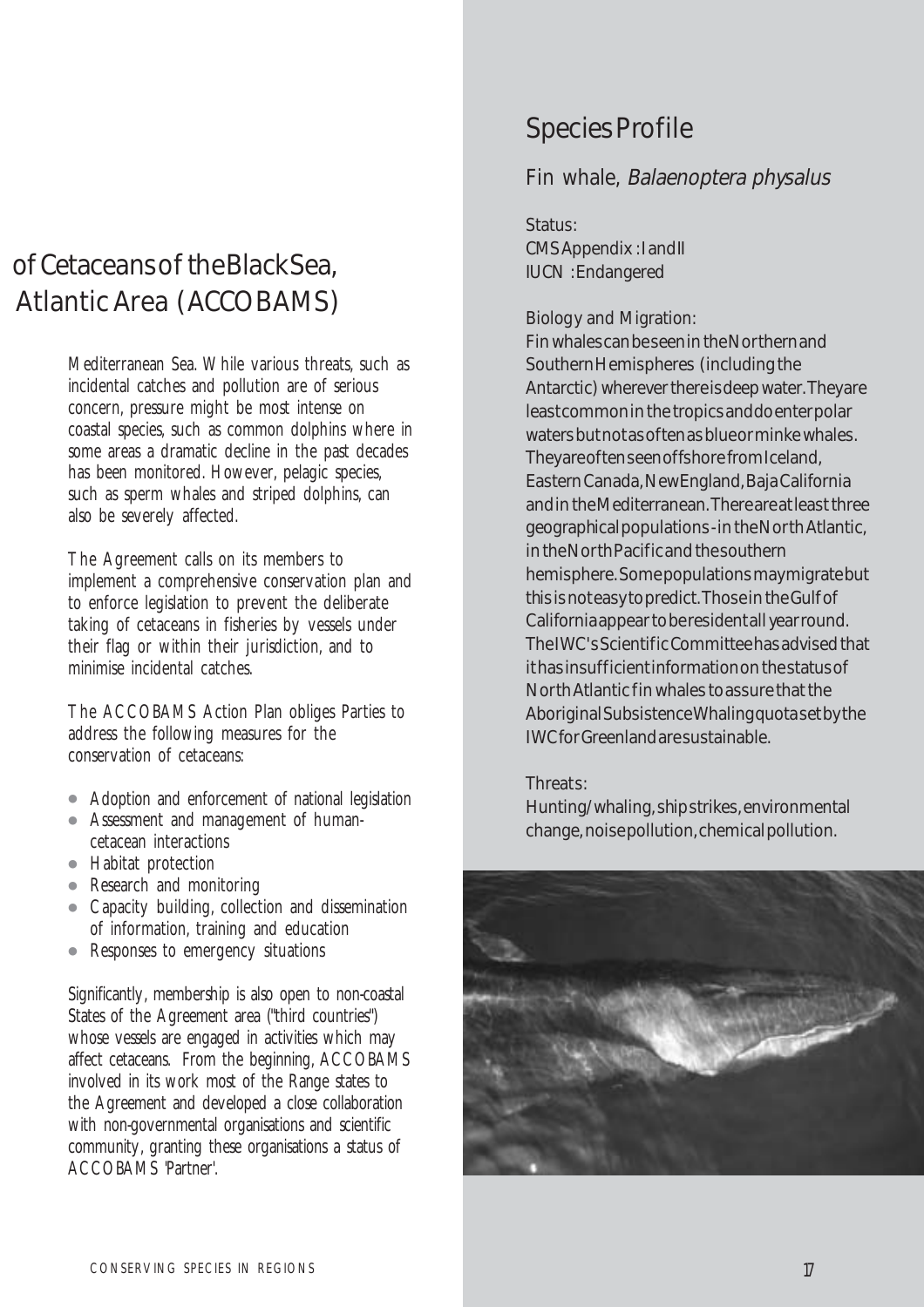## of Cetaceans of the Black Sea, Atlantic Area (ACCOBAMS)

Mediterranean Sea. While various threats, such as incidental catches and pollution are of serious concern, pressure might be most intense on coastal species, such as common dolphins where in some areas a dramatic decline in the past decades has been monitored. However, pelagic species, such as sperm whales and striped dolphins, can also be severely affected.

The Agreement calls on its members to implement a comprehensive conservation plan and to enforce legislation to prevent the deliberate taking of cetaceans in fisheries by vessels under their flag or within their jurisdiction, and to minimise incidental catches.

The ACCOBAMS Action Plan obliges Parties to address the following measures for the conservation of cetaceans:

- Adoption and enforcement of national legislation
- Assessment and management of human-cetacean interactions
- Habitat protection
- Research and monitoring
- Capacity building, collection and dissemination of information, training and education
- Responses to emergency situations

Significantly, membership is also open to non-coastal States of the Agreement area ("third countries") whose vessels are engaged in activities which may affect cetaceans. From the beginning, ACCOBAMS involved in its work most of the Range states to the Agreement and developed a close collaboration with non-governmental organisations and scientific community, granting these organisations a status of ACCOBAMS 'Partner'.

## Species Profile

### Fin whale, *Balaenoptera physalus*

Status:
CMS Appendix : I and II
IUCN : Endangered

Biology and Migration:
Fin whales can be seen in the Northern and Southern Hemispheres (including the Antarctic) wherever there is deep water. They are least common in the tropics and do enter polar waters but not as often as blue or minke whales. They are often seen offshore from Iceland, Eastern Canada, New England, Baja California and in the Mediterranean. There are at least three geographical populations - in the North Atlantic, in the North Pacific and the southern hemisphere. Some populations may migrate but this is not easy to predict. Those in the Gulf of California appear to be resident all year round. The IWC's Scientific Committee has advised that it has insufficient information on the status of North Atlantic fin whales to assure that the Aboriginal Subsistence Whaling quota set by the IWC for Greenland are sustainable.

Threats:
Hunting/whaling, ship strikes, environmental change, noise pollution, chemical pollution.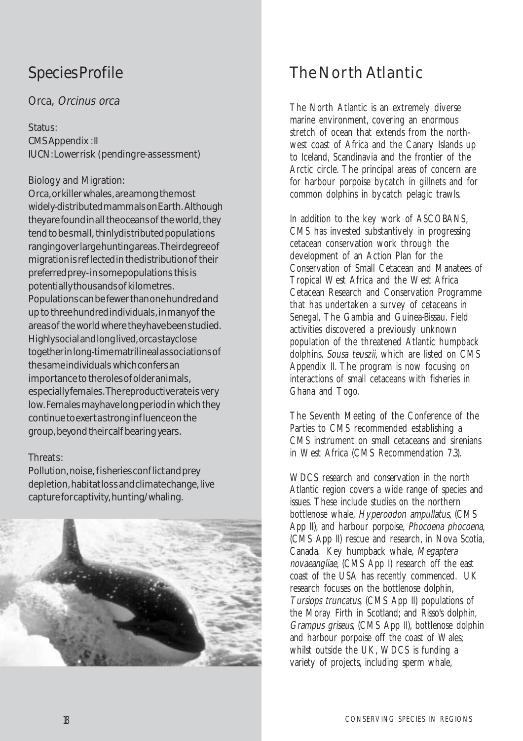## Species Profile

### Orca, *Orcinus orca*

Status:
CMS Appendix : II
IUCN: Lower risk (pending re-assessment)

Biology and Migration:
Orca, or killer whales, are among the most widely-distributed mammals on Earth. Although they are found in all the oceans of the world, they tend to be small, thinly distributed populations ranging over large hunting areas. Their degree of migration is reflected in the distribution of their preferred prey - in some populations this is potentially thousands of kilometres. Populations can be fewer than one hundred and up to three hundred individuals, in many of the areas of the world where they have been studied. Highly social and long lived, orca stay close together in long-time matrilineal associations of the same individuals which confers an importance to the roles of older animals, especially females. The reproductive rate is very low. Females may have long period in which they continue to exert a strong influence on the group, beyond their calf bearing years.

Threats:
Pollution, noise, fisheries conflict and prey depletion, habitat loss and climate change, live capture for captivity, hunting/whaling.

## The North Atlantic

The North Atlantic is an extremely diverse marine environment, covering an enormous stretch of ocean that extends from the north-west coast of Africa and the Canary Islands up to Iceland, Scandinavia and the frontier of the Arctic circle. The principal areas of concern are for harbour porpoise bycatch in gillnets and for common dolphins in bycatch pelagic trawls.

In addition to the key work of ASCOBANS, CMS has invested substantively in progressing cetacean conservation work through the development of an Action Plan for the Conservation of Small Cetacean and Manatees of Tropical West Africa and the West Africa Cetacean Research and Conservation Programme that has undertaken a survey of cetaceans in Senegal, The Gambia and Guinea-Bissau. Field activities discovered a previously unknown population of the threatened Atlantic humpback dolphins, *Sousa teuszii*, which are listed on CMS Appendix II. The program is now focusing on interactions of small cetaceans with fisheries in Ghana and Togo.

The Seventh Meeting of the Conference of the Parties to CMS recommended establishing a CMS instrument on small cetaceans and sirenians in West Africa (CMS Recommendation 7.3).

WDCS research and conservation in the north Atlantic region covers a wide range of species and issues. These include studies on the northern bottlenose whale, *Hyperoodon ampullatus*, (CMS App II), and harbour porpoise, *Phocoena phocoena*, (CMS App II) rescue and research, in Nova Scotia, Canada. Key humpback whale, *Megaptera novaeangliae*, (CMS App I) research off the east coast of the USA has recently commenced. UK research focuses on the bottlenose dolphin, *Tursiops truncatus*, (CMS App II) populations of the Moray Firth in Scotland; and Risso's dolphin, *Grampus griseus*, (CMS App II), bottlenose dolphin and harbour porpoise off the coast of Wales; whilst outside the UK, WDCS is funding a variety of projects, including sperm whale,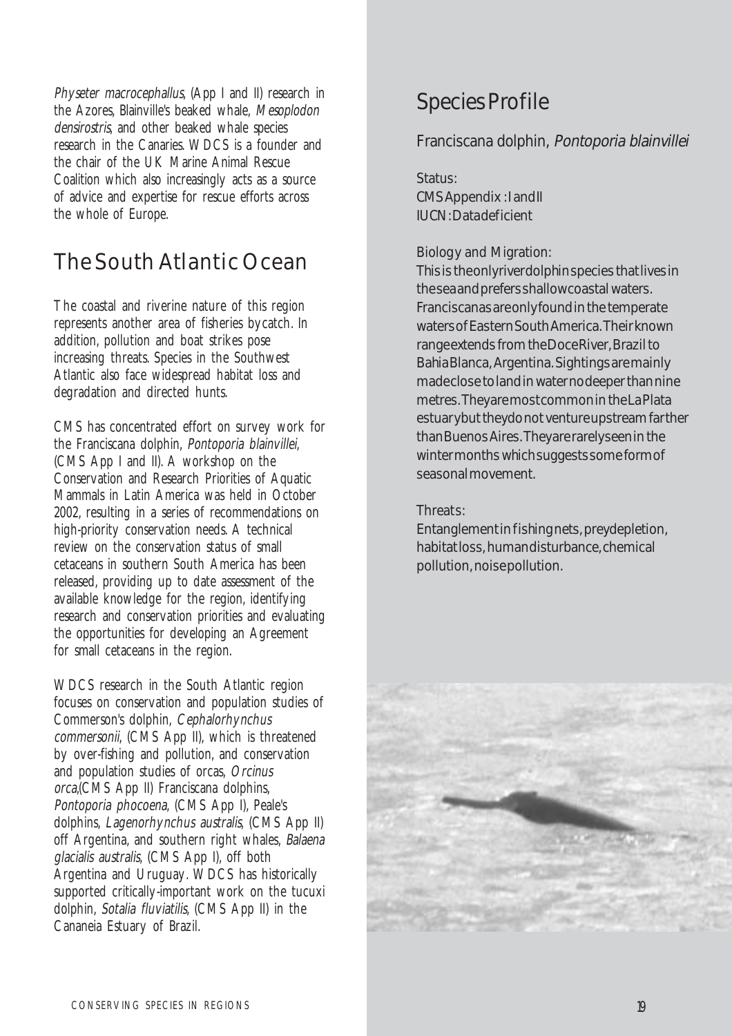*Physeter macrocephallus*, (App I and II) research in the Azores, Blainville's beaked whale, *Mesoplodon densirostris*, and other beaked whale species research in the Canaries. WDCS is a founder and the chair of the UK Marine Animal Rescue Coalition which also increasingly acts as a source of advice and expertise for rescue efforts across the whole of Europe.

## The South Atlantic Ocean

The coastal and riverine nature of this region represents another area of fisheries bycatch. In addition, pollution and boat strikes pose increasing threats. Species in the Southwest Atlantic also face widespread habitat loss and degradation and directed hunts.

CMS has concentrated effort on survey work for the Franciscana dolphin, *Pontoporia blainvillei*, (CMS App I and II). A workshop on the Conservation and Research Priorities of Aquatic Mammals in Latin America was held in October 2002, resulting in a series of recommendations on high-priority conservation needs. A technical review on the conservation status of small cetaceans in southern South America has been released, providing up to date assessment of the available knowledge for the region, identifying research and conservation priorities and evaluating the opportunities for developing an Agreement for small cetaceans in the region.

WDCS research in the South Atlantic region focuses on conservation and population studies of Commerson's dolphin, *Cephalorhynchus commersonii*, (CMS App II), which is threatened by over-fishing and pollution, and conservation and population studies of orcas, *Orcinus orca*,(CMS App II) Franciscana dolphins, *Pontoporia phocoena*, (CMS App I), Peale's dolphins, *Lagenorhynchus australis*, (CMS App II) off Argentina, and southern right whales, *Balaena glacialis australis*, (CMS App I), off both Argentina and Uruguay. WDCS has historically supported critically-important work on the tucuxi dolphin, *Sotalia fluviatilis*, (CMS App II) in the Cananeia Estuary of Brazil.

## Species Profile

### Franciscana dolphin, *Pontoporia blainvillei*

Status:
CMS Appendix : I and II
IUCN: Data deficient

Biology and Migration:
This is the only river dolphin species that lives in the sea and prefers shallow coastal waters. Franciscanas are only found in the temperate waters of Eastern South America. Their known range extends from the Doce River, Brazil to Bahia Blanca, Argentina. Sightings are mainly made close to land in water no deeper than nine metres. They are most common in the La Plata estuary but they do not venture upstream farther than Buenos Aires. They are rarely seen in the winter months which suggests some form of seasonal movement.

Threats:
Entanglement in fishing nets, prey depletion, habitat loss, human disturbance, chemical pollution, noise pollution.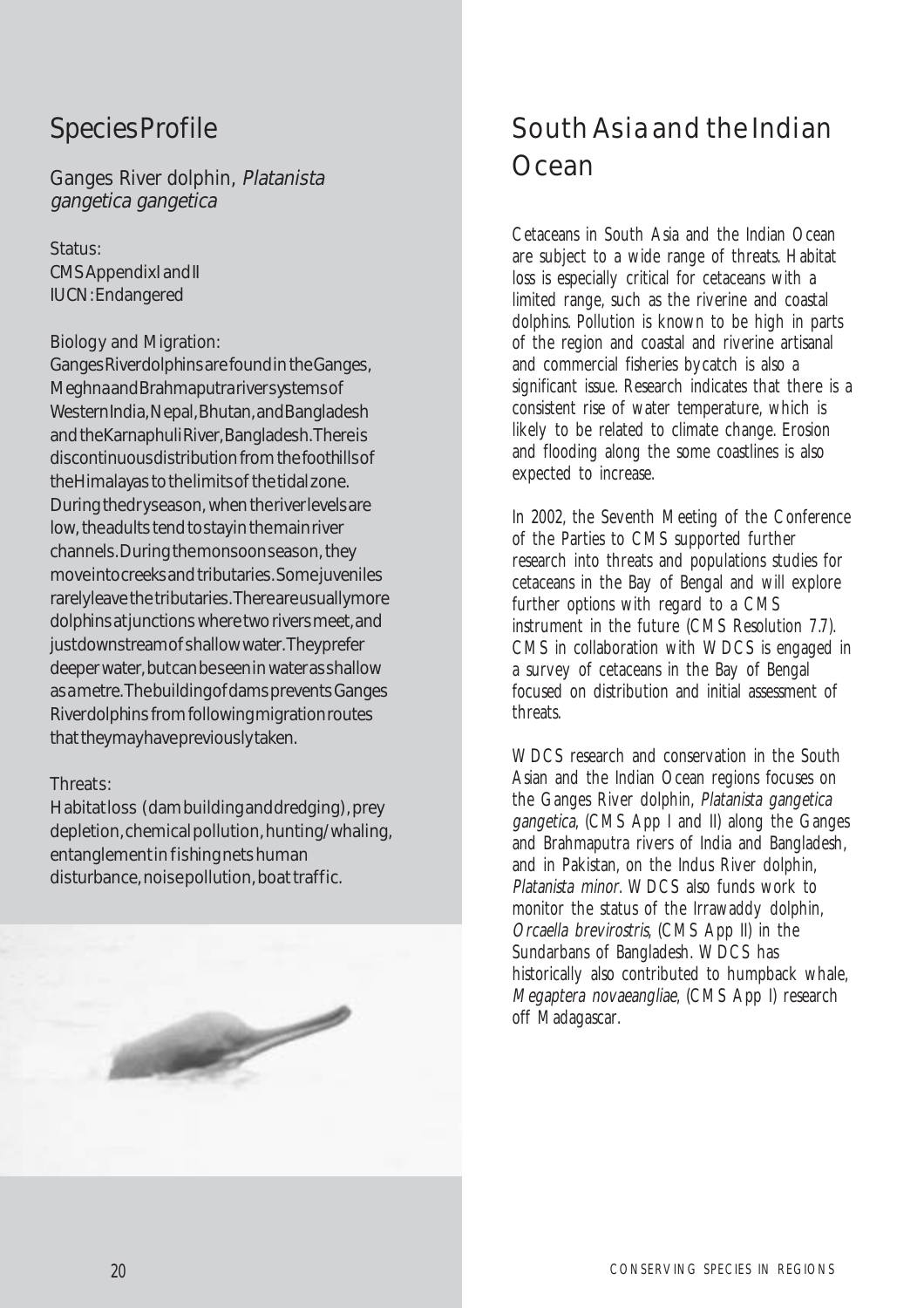## Species Profile

### Ganges River dolphin, *Platanista gangetica gangetica*

Status:
CMS Appendix I and II
IUCN: Endangered

Biology and Migration:
Ganges River dolphins are found in the Ganges, Meghna and Brahmaputra river systems of Western India, Nepal, Bhutan, and Bangladesh and the Karnaphuli River, Bangladesh. There is discontinuous distribution from the foothills of the Himalayas to the limits of the tidal zone. During the dry season, when the river levels are low, the adults tend to stay in the main river channels. During the monsoon season, they move into creeks and tributaries. Some juveniles rarely leave the tributaries. There are usually more dolphins at junctions where two rivers meet, and just downstream of shallow water. They prefer deeper water, but can be seen in water as shallow as a metre. The building of dams prevents Ganges River dolphins from following migration routes that they may have previously taken.

Threats:
Habitat loss (dam building and dredging), prey depletion, chemical pollution, hunting/whaling, entanglement in fishing nets human disturbance, noise pollution, boat traffic.

## South Asia and the Indian Ocean

Cetaceans in South Asia and the Indian Ocean are subject to a wide range of threats. Habitat loss is especially critical for cetaceans with a limited range, such as the riverine and coastal dolphins. Pollution is known to be high in parts of the region and coastal and riverine artisanal and commercial fisheries bycatch is also a significant issue. Research indicates that there is a consistent rise of water temperature, which is likely to be related to climate change. Erosion and flooding along the some coastlines is also expected to increase.

In 2002, the Seventh Meeting of the Conference of the Parties to CMS supported further research into threats and populations studies for cetaceans in the Bay of Bengal and will explore further options with regard to a CMS instrument in the future (CMS Resolution 7.7). CMS in collaboration with WDCS is engaged in a survey of cetaceans in the Bay of Bengal focused on distribution and initial assessment of threats.

WDCS research and conservation in the South Asian and the Indian Ocean regions focuses on the Ganges River dolphin, *Platanista gangetica gangetica*, (CMS App I and II) along the Ganges and Brahmaputra rivers of India and Bangladesh, and in Pakistan, on the Indus River dolphin, *Platanista minor*. WDCS also funds work to monitor the status of the Irrawaddy dolphin, *Orcaella brevirostris*, (CMS App II) in the Sundarbans of Bangladesh. WDCS has historically also contributed to humpback whale, *Megaptera novaeangliae*, (CMS App I) research off Madagascar.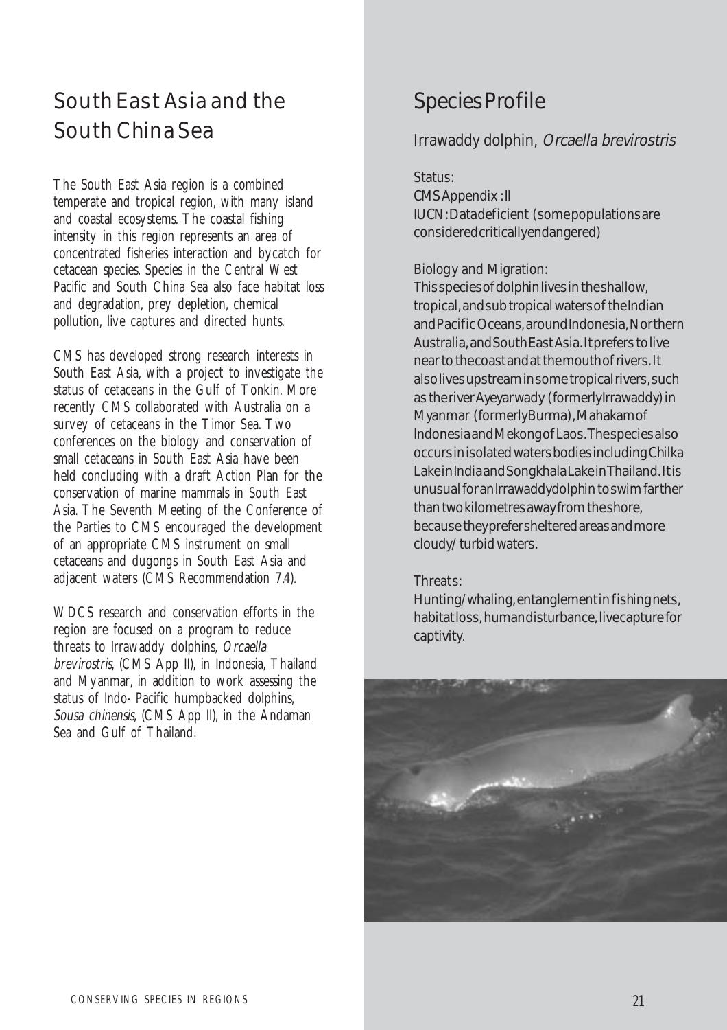## South East Asia and the South China Sea

The South East Asia region is a combined temperate and tropical region, with many island and coastal ecosystems. The coastal fishing intensity in this region represents an area of concentrated fisheries interaction and bycatch for cetacean species. Species in the Central West Pacific and South China Sea also face habitat loss and degradation, prey depletion, chemical pollution, live captures and directed hunts.

CMS has developed strong research interests in South East Asia, with a project to investigate the status of cetaceans in the Gulf of Tonkin. More recently CMS collaborated with Australia on a survey of cetaceans in the Timor Sea. Two conferences on the biology and conservation of small cetaceans in South East Asia have been held concluding with a draft Action Plan for the conservation of marine mammals in South East Asia. The Seventh Meeting of the Conference of the Parties to CMS encouraged the development of an appropriate CMS instrument on small cetaceans and dugongs in South East Asia and adjacent waters (CMS Recommendation 7.4).

WDCS research and conservation efforts in the region are focused on a program to reduce threats to Irrawaddy dolphins, *Orcaella brevirostris*, (CMS App II), in Indonesia, Thailand and Myanmar, in addition to work assessing the status of Indo- Pacific humpbacked dolphins, *Sousa chinensis*, (CMS App II), in the Andaman Sea and Gulf of Thailand.

## Species Profile

### Irrawaddy dolphin, *Orcaella brevirostris*

Status:
CMS Appendix : II
IUCN: Data deficient (some populations are considered critically endangered)

Biology and Migration:
This species of dolphin lives in the shallow, tropical, and sub tropical waters of the Indian and Pacific Oceans, around Indonesia, Northern Australia, and South East Asia. It prefers to live near to the coast and at the mouth of rivers. It also lives upstream in some tropical rivers, such as the river Ayeyarwady (formerly Irrawaddy) in Myanmar (formerly Burma), Mahakam of Indonesia and Mekong of Laos. The species also occurs in isolated waters bodies including Chilka Lake in India and Songkhala Lake in Thailand. It is unusual for an Irrawaddy dolphin to swim farther than two kilometres away from the shore, because they prefer sheltered areas and more cloudy/ turbid waters.

Threats:
Hunting/whaling, entanglement in fishing nets, habitat loss, human disturbance, live capture for captivity.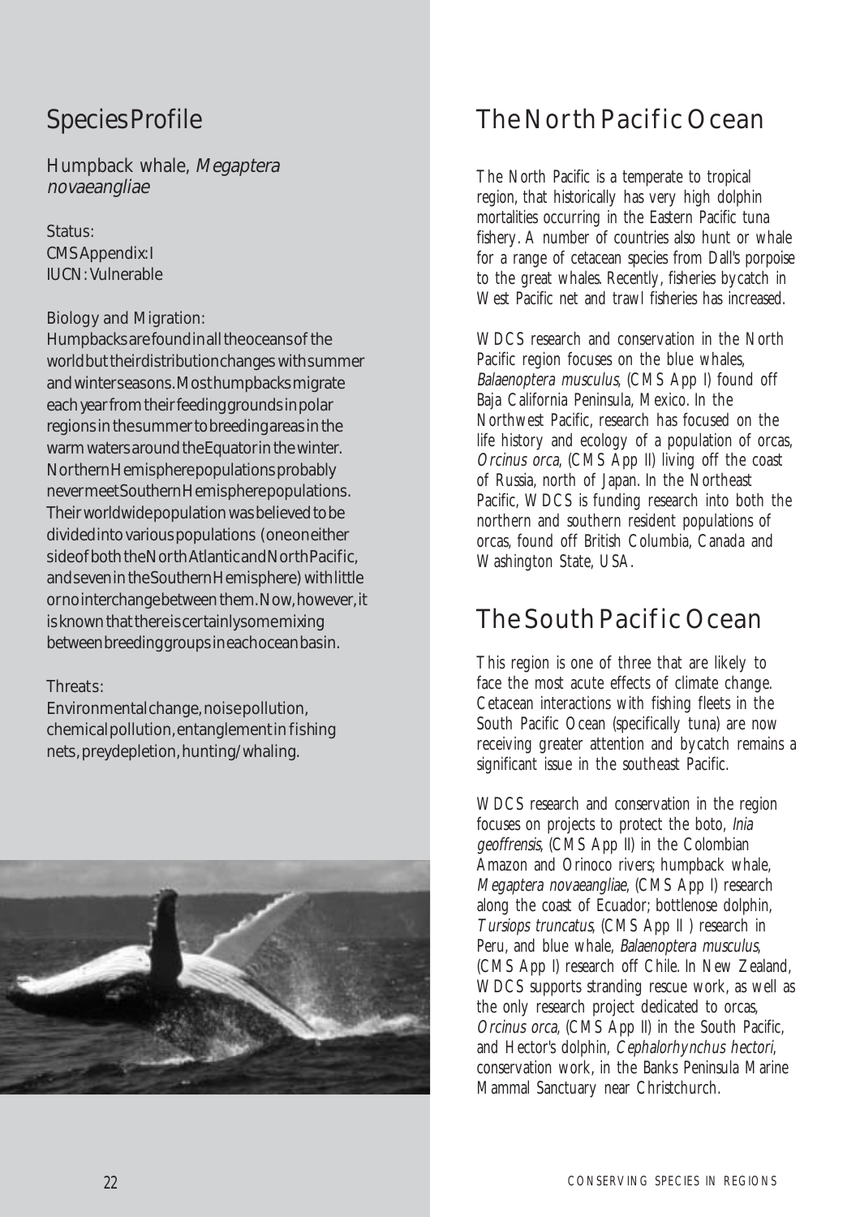## Species Profile

### Humpback whale, *Megaptera novaeangliae*

Status:
CMS Appendix: I
IUCN: Vulnerable

Biology and Migration:
Humpbacks are found in all the oceans of the world but their distribution changes with summer and winter seasons. Most humpbacks migrate each year from their feeding grounds in polar regions in the summer to breeding areas in the warm waters around the Equator in the winter. Northern Hemisphere populations probably never meet Southern Hemisphere populations. Their worldwide population was believed to be divided into various populations (one on either side of both the North Atlantic and North Pacific, and seven in the Southern Hemisphere) with little or no interchange between them. Now, however, it is known that there is certainly some mixing between breeding groups in each ocean basin.

Threats:
Environmental change, noise pollution, chemical pollution, entanglement in fishing nets, prey depletion, hunting/whaling.

## The North Pacific Ocean

The North Pacific is a temperate to tropical region, that historically has very high dolphin mortalities occurring in the Eastern Pacific tuna fishery. A number of countries also hunt or whale for a range of cetacean species from Dall's porpoise to the great whales. Recently, fisheries bycatch in West Pacific net and trawl fisheries has increased.

WDCS research and conservation in the North Pacific region focuses on the blue whales, *Balaenoptera musculus*, (CMS App I) found off Baja California Peninsula, Mexico. In the Northwest Pacific, research has focused on the life history and ecology of a population of orcas, *Orcinus orca*, (CMS App II) living off the coast of Russia, north of Japan. In the Northeast Pacific, WDCS is funding research into both the northern and southern resident populations of orcas, found off British Columbia, Canada and Washington State, USA.

## The South Pacific Ocean

This region is one of three that are likely to face the most acute effects of climate change. Cetacean interactions with fishing fleets in the South Pacific Ocean (specifically tuna) are now receiving greater attention and bycatch remains a significant issue in the southeast Pacific.

WDCS research and conservation in the region focuses on projects to protect the boto, *Inia geoffrensis*, (CMS App II) in the Colombian Amazon and Orinoco rivers; humpback whale, *Megaptera novaeangliae*, (CMS App I) research along the coast of Ecuador; bottlenose dolphin, *Tursiops truncatus*, (CMS App II ) research in Peru, and blue whale, *Balaenoptera musculus*, (CMS App I) research off Chile. In New Zealand, WDCS supports stranding rescue work, as well as the only research project dedicated to orcas, *Orcinus orca*, (CMS App II) in the South Pacific, and Hector's dolphin, *Cephalorhynchus hectori*, conservation work, in the Banks Peninsula Marine Mammal Sanctuary near Christchurch.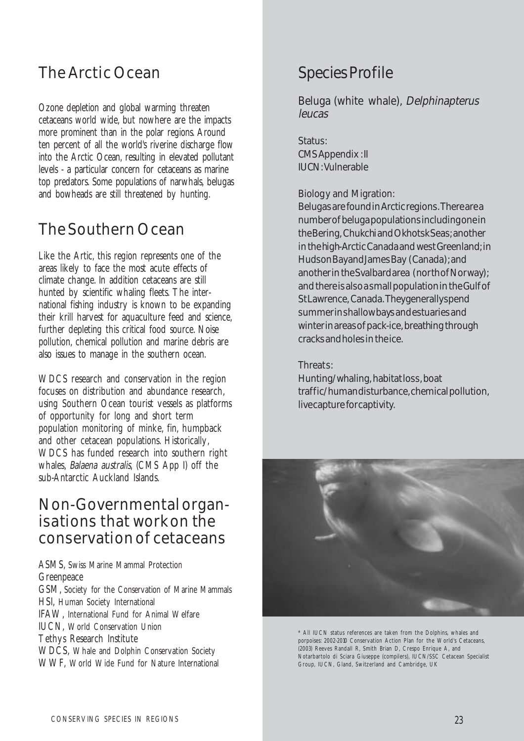## The Arctic Ocean

Ozone depletion and global warming threaten cetaceans world wide, but nowhere are the impacts more prominent than in the polar regions. Around ten percent of all the world's riverine discharge flow into the Arctic Ocean, resulting in elevated pollutant levels - a particular concern for cetaceans as marine top predators. Some populations of narwhals, belugas and bowheads are still threatened by hunting.

## The Southern Ocean

Like the Artic, this region represents one of the areas likely to face the most acute effects of climate change. In addition cetaceans are still hunted by scientific whaling fleets. The international fishing industry is known to be expanding their krill harvest for aquaculture feed and science, further depleting this critical food source. Noise pollution, chemical pollution and marine debris are also issues to manage in the southern ocean.

WDCS research and conservation in the region focuses on distribution and abundance research, using Southern Ocean tourist vessels as platforms of opportunity for long and short term population monitoring of minke, fin, humpback and other cetacean populations. Historically, WDCS has funded research into southern right whales, *Balaena australis*, (CMS App I) off the sub-Antarctic Auckland Islands.

## Non-Governmental organisations that work on the conservation of cetaceans

ASMS, Swiss Marine Mammal Protection
Greenpeace
GSM, Society for the Conservation of Marine Mammals
HSI, Human Society International
IFAW, International Fund for Animal Welfare
IUCN, World Conservation Union
Tethys Research Institute
WDCS, Whale and Dolphin Conservation Society
WWF, World Wide Fund for Nature International

## Species Profile

Beluga (white whale), *Delphinapterus leucas*

Status:
CMS Appendix: II
IUCN: Vulnerable

Biology and Migration:
Belugas are found in Arctic regions. There are a number of beluga populations including one in the Bering, Chukchi and Okhotsk Seas; another in the high-Arctic Canada and west Greenland; in Hudson Bay and James Bay (Canada); and another in the Svalbard area (north of Norway); and there is also a small population in the Gulf of St Lawrence, Canada. They generally spend summer in shallow bays and estuaries and winter in areas of pack-ice, breathing through cracks and holes in the ice.

Threats:
Hunting/whaling, habitat loss, boat traffic/human disturbance, chemical pollution, live capture for captivity.

* All IUCN status references are taken from the Dolphins, whales and porpoises: 2002-2010 Conservation Action Plan for the World's Cetaceans, (2003) Reeves Randall R, Smith Brian D, Crespo Enrique A, and Notarbartolo di Sciara Giuseppe (compilers), IUCN/SSC Cetacean Specialist Group, IUCN, Gland, Switzerland and Cambridge, UK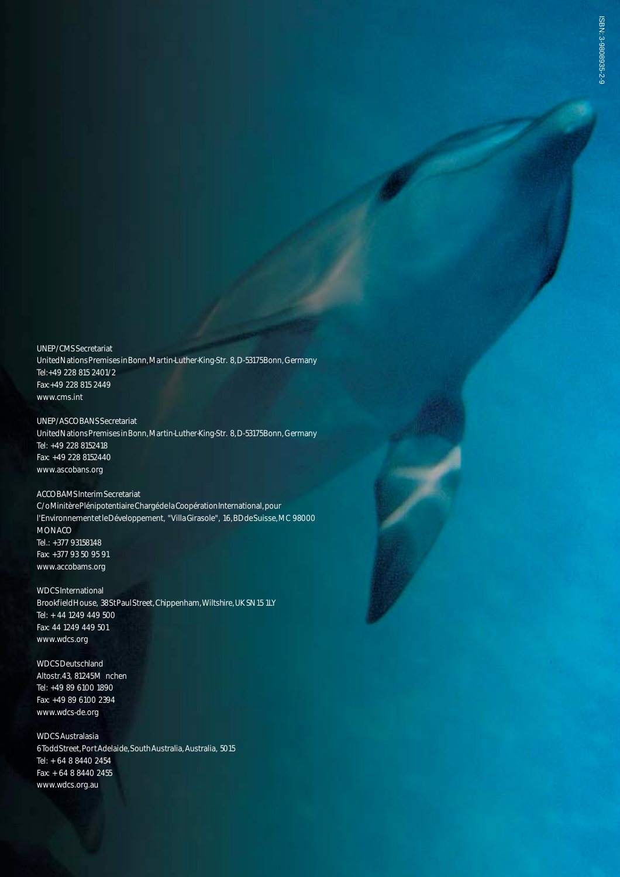ISBN: 3-9808935-2-9

UNEP/CMS Secretariat
United Nations Premises in Bonn, Martin-Luther-King-Str. 8, D-53175 Bonn, Germany
Tel: +49 228 815 2401/2
Fax: +49 228 815 2449
www.cms.int

UNEP/ASCOBANS Secretariat
United Nations Premises in Bonn, Martin-Luther-King-Str. 8, D-53175 Bonn, Germany
Tel: +49 228 8152418
Fax: +49 228 8152440
www.ascobans.org

ACCOBAMS Interim Secretariat
C/o Minitère Plénipotentiaire Chargé de la Coopération International, pour
l'Environnement et le Développement, "Villa Girasole", 16, BD de Suisse, MC 98000
MONACO
Tel.: +377 93158148
Fax: +377 93 50 95 91
www.accobams.org

WDCS International
Brookfield House, 38 St Paul Street, Chippenham, Wiltshire, UK SN15 1LY
Tel: + 44 1249 449 500
Fax: 44 1249 449 501
www.wdcs.org

WDCS Deutschland
Altostr.43, 81245 M nchen
Tel: +49 89 6100 1890
Fax: +49 89 6100 2394
www.wdcs-de.org

WDCS Australasia
6 Todd Street, Port Adelaide, South Australia, Australia, 5015
Tel: + 64 8 8440 2454
Fax: + 64 8 8440 2455
www.wdcs.org.au